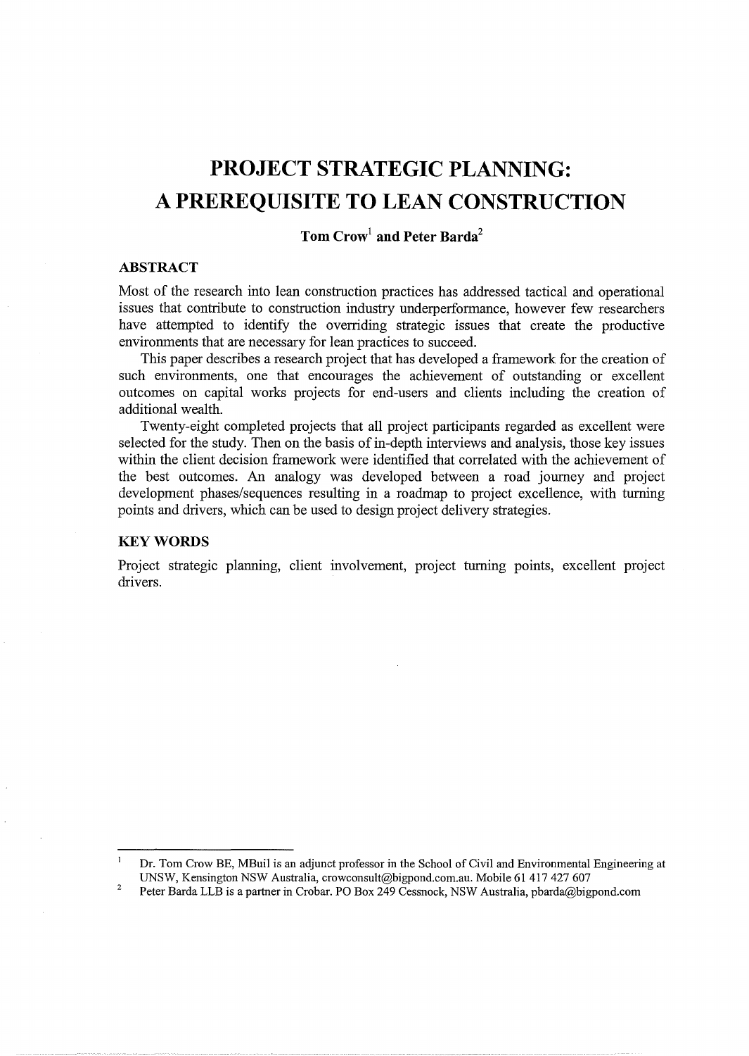# PROJECT STRATEGIC PLANNING: A PREREQUISITE TO LEAN CONSTRUCTION

**Tom Crow[1] and Peter Barda[2]**

## ABSTRACT

Most of the research into lean construction practices has addressed tactical and operational issues that contribute to construction industry underperformance, however few researchers have attempted to identify the overriding strategic issues that create the productive environments that are necessary for lean practices to succeed.

This paper describes a research project that has developed a framework for the creation of such environments, one that encourages the achievement of outstanding or excellent outcomes on capital works projects for end-users and clients including the creation of additional wealth.

Twenty-eight completed projects that all project participants regarded as excellent were selected for the study. Then on the basis of in-depth interviews and analysis, those key issues within the client decision framework were identified that correlated with the achievement of the best outcomes. An analogy was developed between a road journey and project development phases/sequences resulting in a roadmap to project excellence, with turning points and drivers, which can be used to design project delivery strategies.

## KEY WORDS

Project strategic planning, client involvement, project turning points, excellent project drivers.

---

[1] Dr. Tom Crow BE, MBuil is an adjunct professor in the School of Civil and Environmental Engineering at UNSW, Kensington NSW Australia, crowconsult@bigpond.com.au. Mobile 61 417 427 607

[2] Peter Barda LLB is a partner in Crobar. PO Box 249 Cessnock, NSW Australia, pbarda@bigpond.com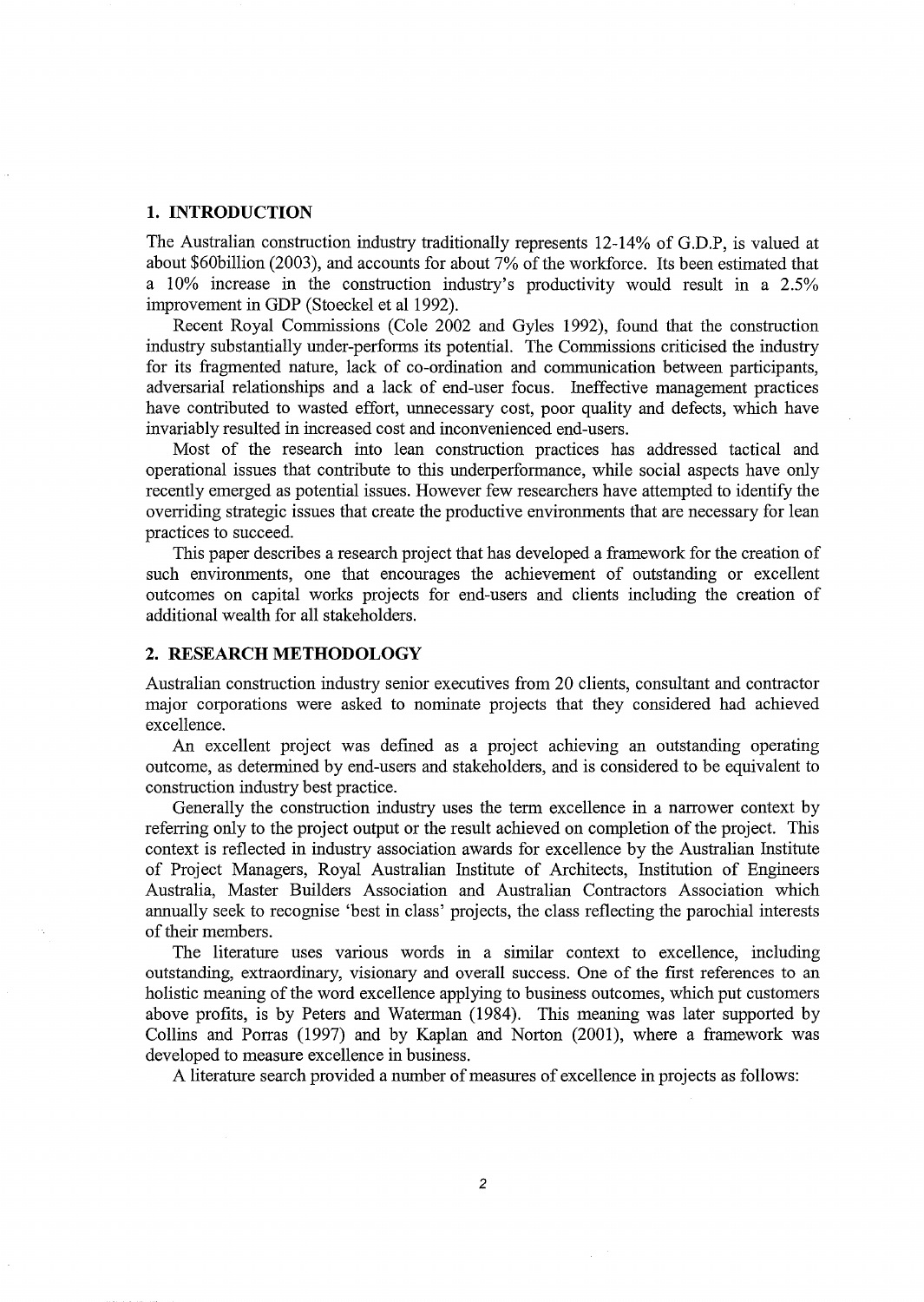## 1. INTRODUCTION

The Australian construction industry traditionally represents 12-14% of G.D.P, is valued at about $60billion (2003), and accounts for about 7% of the workforce. Its been estimated that a 10% increase in the construction industry's productivity would result in a 2.5% improvement in GDP (Stoeckel et al 1992).

Recent Royal Commissions (Cole 2002 and Gyles 1992), found that the construction industry substantially under-performs its potential. The Commissions criticised the industry for its fragmented nature, lack of co-ordination and communication between participants, adversarial relationships and a lack of end-user focus. Ineffective management practices have contributed to wasted effort, unnecessary cost, poor quality and defects, which have invariably resulted in increased cost and inconvenienced end-users.

Most of the research into lean construction practices has addressed tactical and operational issues that contribute to this underperformance, while social aspects have only recently emerged as potential issues. However few researchers have attempted to identify the overriding strategic issues that create the productive environments that are necessary for lean practices to succeed.

This paper describes a research project that has developed a framework for the creation of such environments, one that encourages the achievement of outstanding or excellent outcomes on capital works projects for end-users and clients including the creation of additional wealth for all stakeholders.

## 2. RESEARCH METHODOLOGY

Australian construction industry senior executives from 20 clients, consultant and contractor major corporations were asked to nominate projects that they considered had achieved excellence.

An excellent project was defined as a project achieving an outstanding operating outcome, as determined by end-users and stakeholders, and is considered to be equivalent to construction industry best practice.

Generally the construction industry uses the term excellence in a narrower context by referring only to the project output or the result achieved on completion of the project. This context is reflected in industry association awards for excellence by the Australian Institute of Project Managers, Royal Australian Institute of Architects, Institution of Engineers Australia, Master Builders Association and Australian Contractors Association which annually seek to recognise 'best in class' projects, the class reflecting the parochial interests of their members.

The literature uses various words in a similar context to excellence, including outstanding, extraordinary, visionary and overall success. One of the first references to an holistic meaning of the word excellence applying to business outcomes, which put customers above profits, is by Peters and Waterman (1984). This meaning was later supported by Collins and Porras (1997) and by Kaplan and Norton (2001), where a framework was developed to measure excellence in business.

A literature search provided a number of measures of excellence in projects as follows: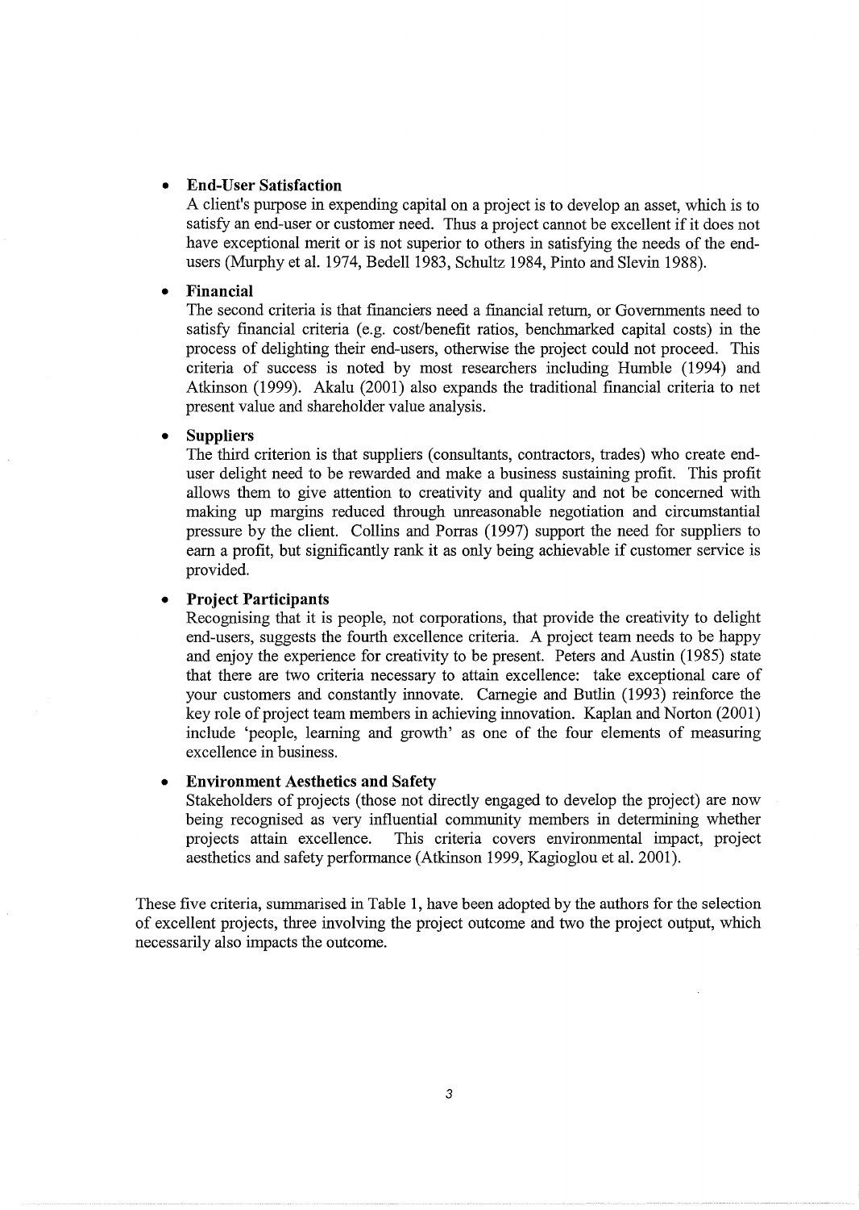- **End-User Satisfaction**

  A client's purpose in expending capital on a project is to develop an asset, which is to satisfy an end-user or customer need. Thus a project cannot be excellent if it does not have exceptional merit or is not superior to others in satisfying the needs of the end-users (Murphy et al. 1974, Bedell 1983, Schultz 1984, Pinto and Slevin 1988).

- **Financial**

  The second criteria is that financiers need a financial return, or Governments need to satisfy financial criteria (e.g. cost/benefit ratios, benchmarked capital costs) in the process of delighting their end-users, otherwise the project could not proceed. This criteria of success is noted by most researchers including Humble (1994) and Atkinson (1999). Akalu (2001) also expands the traditional financial criteria to net present value and shareholder value analysis.

- **Suppliers**

  The third criterion is that suppliers (consultants, contractors, trades) who create end-user delight need to be rewarded and make a business sustaining profit. This profit allows them to give attention to creativity and quality and not be concerned with making up margins reduced through unreasonable negotiation and circumstantial pressure by the client. Collins and Porras (1997) support the need for suppliers to earn a profit, but significantly rank it as only being achievable if customer service is provided.

- **Project Participants**

  Recognising that it is people, not corporations, that provide the creativity to delight end-users, suggests the fourth excellence criteria. A project team needs to be happy and enjoy the experience for creativity to be present. Peters and Austin (1985) state that there are two criteria necessary to attain excellence: take exceptional care of your customers and constantly innovate. Carnegie and Butlin (1993) reinforce the key role of project team members in achieving innovation. Kaplan and Norton (2001) include 'people, learning and growth' as one of the four elements of measuring excellence in business.

- **Environment Aesthetics and Safety**

  Stakeholders of projects (those not directly engaged to develop the project) are now being recognised as very influential community members in determining whether projects attain excellence. This criteria covers environmental impact, project aesthetics and safety performance (Atkinson 1999, Kagioglou et al. 2001).

These five criteria, summarised in Table 1, have been adopted by the authors for the selection of excellent projects, three involving the project outcome and two the project output, which necessarily also impacts the outcome.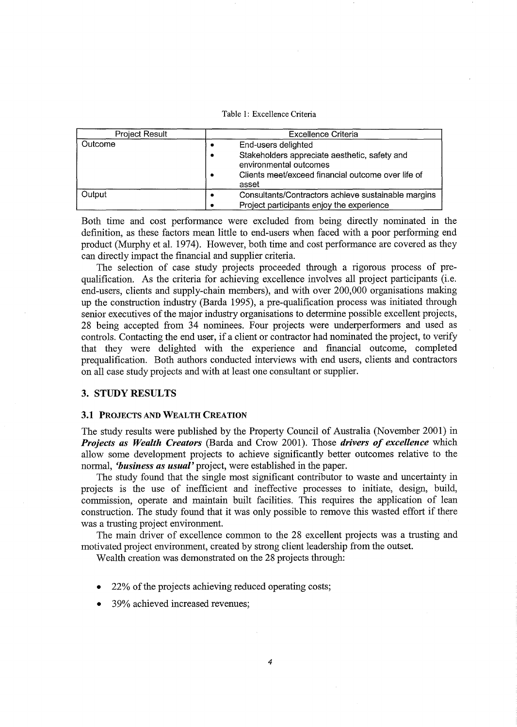Table 1: Excellence Criteria

| Project Result | Excellence Criteria |
| --- | --- |
| Outcome | • End-users delighted<br>• Stakeholders appreciate aesthetic, safety and environmental outcomes<br>• Clients meet/exceed financial outcome over life of asset |
| Output | • Consultants/Contractors achieve sustainable margins<br>• Project participants enjoy the experience |

Both time and cost performance were excluded from being directly nominated in the definition, as these factors mean little to end-users when faced with a poor performing end product (Murphy et al. 1974). However, both time and cost performance are covered as they can directly impact the financial and supplier criteria.

The selection of case study projects proceeded through a rigorous process of pre-qualification. As the criteria for achieving excellence involves all project participants (i.e. end-users, clients and supply-chain members), and with over 200,000 organisations making up the construction industry (Barda 1995), a pre-qualification process was initiated through senior executives of the major industry organisations to determine possible excellent projects, 28 being accepted from 34 nominees. Four projects were underperformers and used as controls. Contacting the end user, if a client or contractor had nominated the project, to verify that they were delighted with the experience and financial outcome, completed prequalification. Both authors conducted interviews with end users, clients and contractors on all case study projects and with at least one consultant or supplier.

## 3. STUDY RESULTS

### 3.1 PROJECTS AND WEALTH CREATION

The study results were published by the Property Council of Australia (November 2001) in ***Projects as Wealth Creators*** (Barda and Crow 2001). Those ***drivers of excellence*** which allow some development projects to achieve significantly better outcomes relative to the normal, ***'business as usual'*** project, were established in the paper.

The study found that the single most significant contributor to waste and uncertainty in projects is the use of inefficient and ineffective processes to initiate, design, build, commission, operate and maintain built facilities. This requires the application of lean construction. The study found that it was only possible to remove this wasted effort if there was a trusting project environment.

The main driver of excellence common to the 28 excellent projects was a trusting and motivated project environment, created by strong client leadership from the outset.

Wealth creation was demonstrated on the 28 projects through:

- 22% of the projects achieving reduced operating costs;
- 39% achieved increased revenues;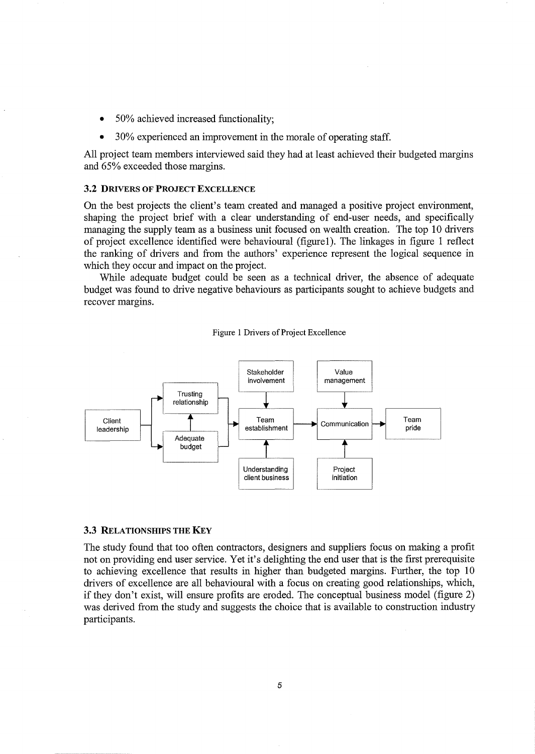- 50% achieved increased functionality;
- 30% experienced an improvement in the morale of operating staff.

All project team members interviewed said they had at least achieved their budgeted margins and 65% exceeded those margins.

### 3.2 DRIVERS OF PROJECT EXCELLENCE

On the best projects the client's team created and managed a positive project environment, shaping the project brief with a clear understanding of end-user needs, and specifically managing the supply team as a business unit focused on wealth creation. The top 10 drivers of project excellence identified were behavioural (figure1). The linkages in figure 1 reflect the ranking of drivers and from the authors' experience represent the logical sequence in which they occur and impact on the project.

While adequate budget could be seen as a technical driver, the absence of adequate budget was found to drive negative behaviours as participants sought to achieve budgets and recover margins.

Figure 1 Drivers of Project Excellence

Client leadership → Trusting relationship; Client leadership → Adequate budget; Adequate budget → Trusting relationship; Trusting relationship and Adequate budget → Team establishment; Stakeholder involvement → Team establishment; Understanding client business → Team establishment; Team establishment → Communication; Value management → Communication; Project initiation → Communication; Communication → Team pride

### 3.3 RELATIONSHIPS THE KEY

The study found that too often contractors, designers and suppliers focus on making a profit not on providing end user service. Yet it's delighting the end user that is the first prerequisite to achieving excellence that results in higher than budgeted margins. Further, the top 10 drivers of excellence are all behavioural with a focus on creating good relationships, which, if they don't exist, will ensure profits are eroded. The conceptual business model (figure 2) was derived from the study and suggests the choice that is available to construction industry participants.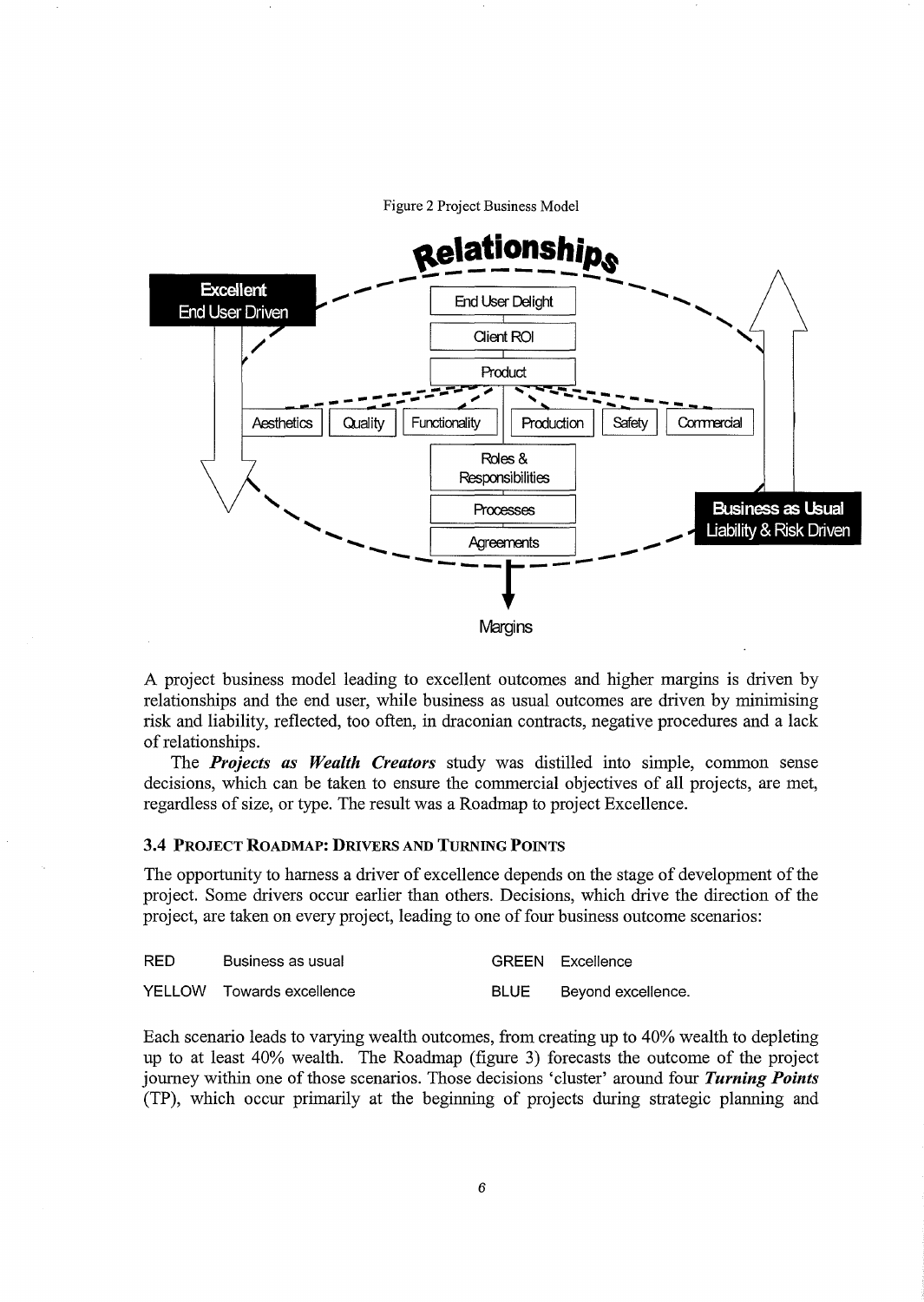Figure 2 Project Business Model

A project business model leading to excellent outcomes and higher margins is driven by relationships and the end user, while business as usual outcomes are driven by minimising risk and liability, reflected, too often, in draconian contracts, negative procedures and a lack of relationships.

The ***Projects as Wealth Creators*** study was distilled into simple, common sense decisions, which can be taken to ensure the commercial objectives of all projects, are met, regardless of size, or type. The result was a Roadmap to project Excellence.

### 3.4 PROJECT ROADMAP: DRIVERS AND TURNING POINTS

The opportunity to harness a driver of excellence depends on the stage of development of the project. Some drivers occur earlier than others. Decisions, which drive the direction of the project, are taken on every project, leading to one of four business outcome scenarios:

| | | | |
|---|---|---|---|
| RED | Business as usual | GREEN | Excellence |
| YELLOW | Towards excellence | BLUE | Beyond excellence. |

Each scenario leads to varying wealth outcomes, from creating up to 40% wealth to depleting up to at least 40% wealth. The Roadmap (figure 3) forecasts the outcome of the project journey within one of those scenarios. Those decisions 'cluster' around four ***Turning Points*** (TP), which occur primarily at the beginning of projects during strategic planning and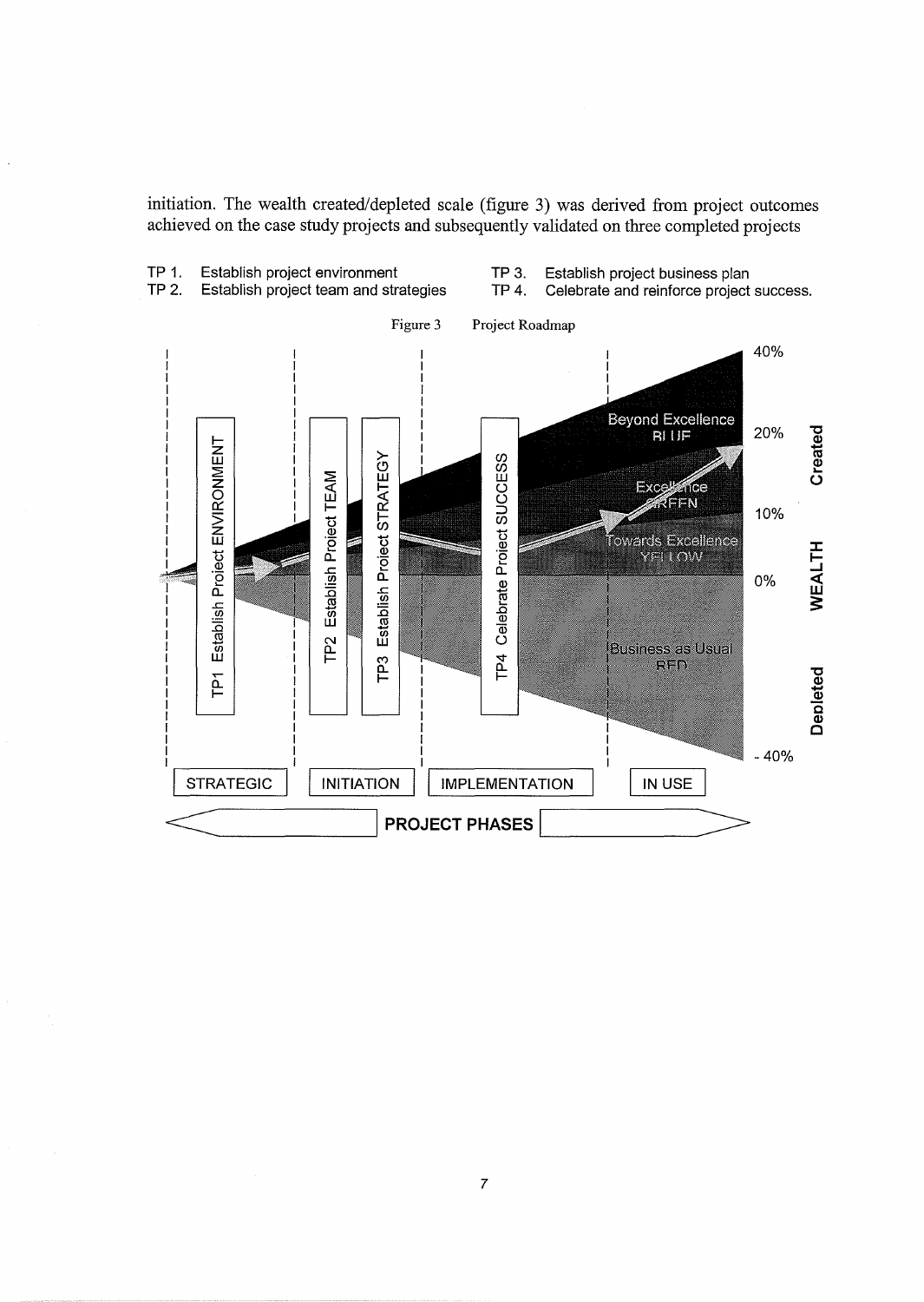initiation. The wealth created/depleted scale (figure 3) was derived from project outcomes achieved on the case study projects and subsequently validated on three completed projects

TP 1. Establish project environment
TP 2. Establish project team and strategies
TP 3. Establish project business plan
TP 4. Celebrate and reinforce project success.

Figure 3 Project Roadmap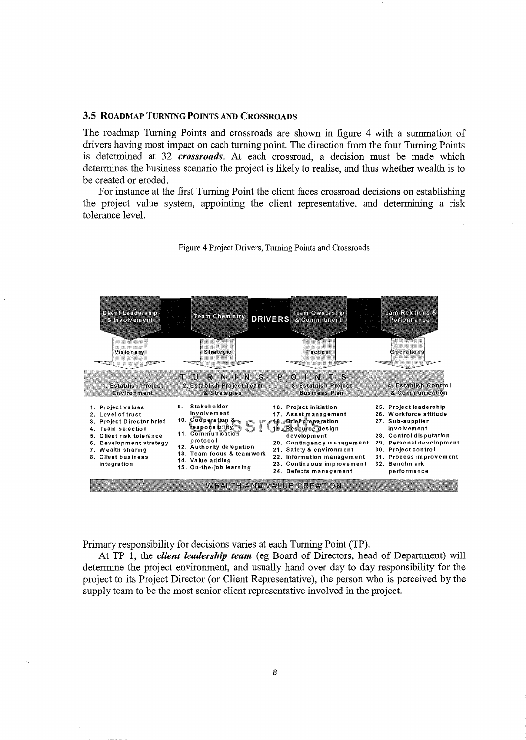### 3.5 Roadmap Turning Points and Crossroads

The roadmap Turning Points and crossroads are shown in figure 4 with a summation of drivers having most impact on each turning point. The direction from the four Turning Points is determined at 32 ***crossroads***. At each crossroad, a decision must be made which determines the business scenario the project is likely to realise, and thus whether wealth is to be created or eroded.

For instance at the first Turning Point the client faces crossroad decisions on establishing the project value system, appointing the client representative, and determining a risk tolerance level.

Figure 4 Project Drivers, Turning Points and Crossroads

| DRIVERS | | | |
|---|---|---|---|
| Client Leadership & Involvement | Team Chemistry | Team Ownership & Commitment | Team Relations & Performance |
| Visionary | Strategic | Tactical | Operations |
| **TURNING POINTS** | | | |
| 1. Establish Project Environment | 2. Establish Project Team & Strategies | 3. Establish Project Business Plan | 4. Establish Control & Communication |
| 1. Project values<br>2. Level of trust<br>3. Project Director brief<br>4. Team selection<br>5. Client risk tolerance<br>6. Development strategy<br>7. Wealth sharing<br>8. Client business integration | 9. Stakeholder involvement<br>10. Cooperation & responsibility<br>11. Communication protocol<br>12. Authority delegation<br>13. Team focus & teamwork<br>14. Value adding<br>15. On-the-job learning | 16. Project initiation<br>17. Asset management<br>18. Brief preparation<br>19. Resource design development<br>20. Contingency management<br>21. Safety & environment<br>22. Information management<br>23. Continuous improvement<br>24. Defects management | 25. Project leadership<br>26. Workforce attitude<br>27. Sub-supplier involvement<br>28. Control disputation<br>29. Personal development<br>30. Project control<br>31. Process improvement<br>32. Benchmark performance |
| **WEALTH AND VALUE CREATION** | | | |

Primary responsibility for decisions varies at each Turning Point (TP).

At TP 1, the ***client leadership team*** (eg Board of Directors, head of Department) will determine the project environment, and usually hand over day to day responsibility for the project to its Project Director (or Client Representative), the person who is perceived by the supply team to be the most senior client representative involved in the project.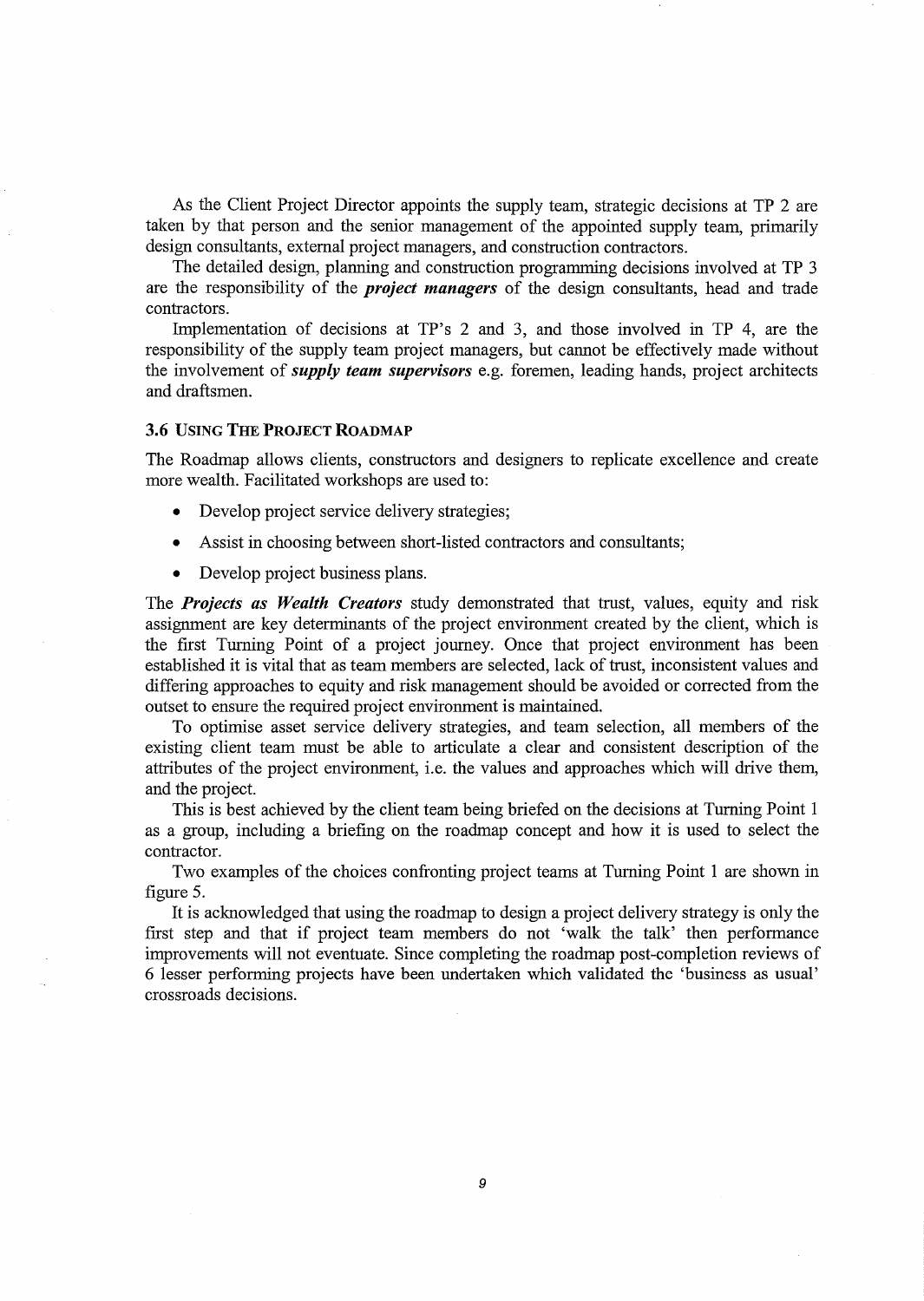As the Client Project Director appoints the supply team, strategic decisions at TP 2 are taken by that person and the senior management of the appointed supply team, primarily design consultants, external project managers, and construction contractors.

The detailed design, planning and construction programming decisions involved at TP 3 are the responsibility of the ***project managers*** of the design consultants, head and trade contractors.

Implementation of decisions at TP's 2 and 3, and those involved in TP 4, are the responsibility of the supply team project managers, but cannot be effectively made without the involvement of ***supply team supervisors*** e.g. foremen, leading hands, project architects and draftsmen.

### 3.6 Using The Project Roadmap

The Roadmap allows clients, constructors and designers to replicate excellence and create more wealth. Facilitated workshops are used to:

- Develop project service delivery strategies;
- Assist in choosing between short-listed contractors and consultants;
- Develop project business plans.

The ***Projects as Wealth Creators*** study demonstrated that trust, values, equity and risk assignment are key determinants of the project environment created by the client, which is the first Turning Point of a project journey. Once that project environment has been established it is vital that as team members are selected, lack of trust, inconsistent values and differing approaches to equity and risk management should be avoided or corrected from the outset to ensure the required project environment is maintained.

To optimise asset service delivery strategies, and team selection, all members of the existing client team must be able to articulate a clear and consistent description of the attributes of the project environment, i.e. the values and approaches which will drive them, and the project.

This is best achieved by the client team being briefed on the decisions at Turning Point 1 as a group, including a briefing on the roadmap concept and how it is used to select the contractor.

Two examples of the choices confronting project teams at Turning Point 1 are shown in figure 5.

It is acknowledged that using the roadmap to design a project delivery strategy is only the first step and that if project team members do not 'walk the talk' then performance improvements will not eventuate. Since completing the roadmap post-completion reviews of 6 lesser performing projects have been undertaken which validated the 'business as usual' crossroads decisions.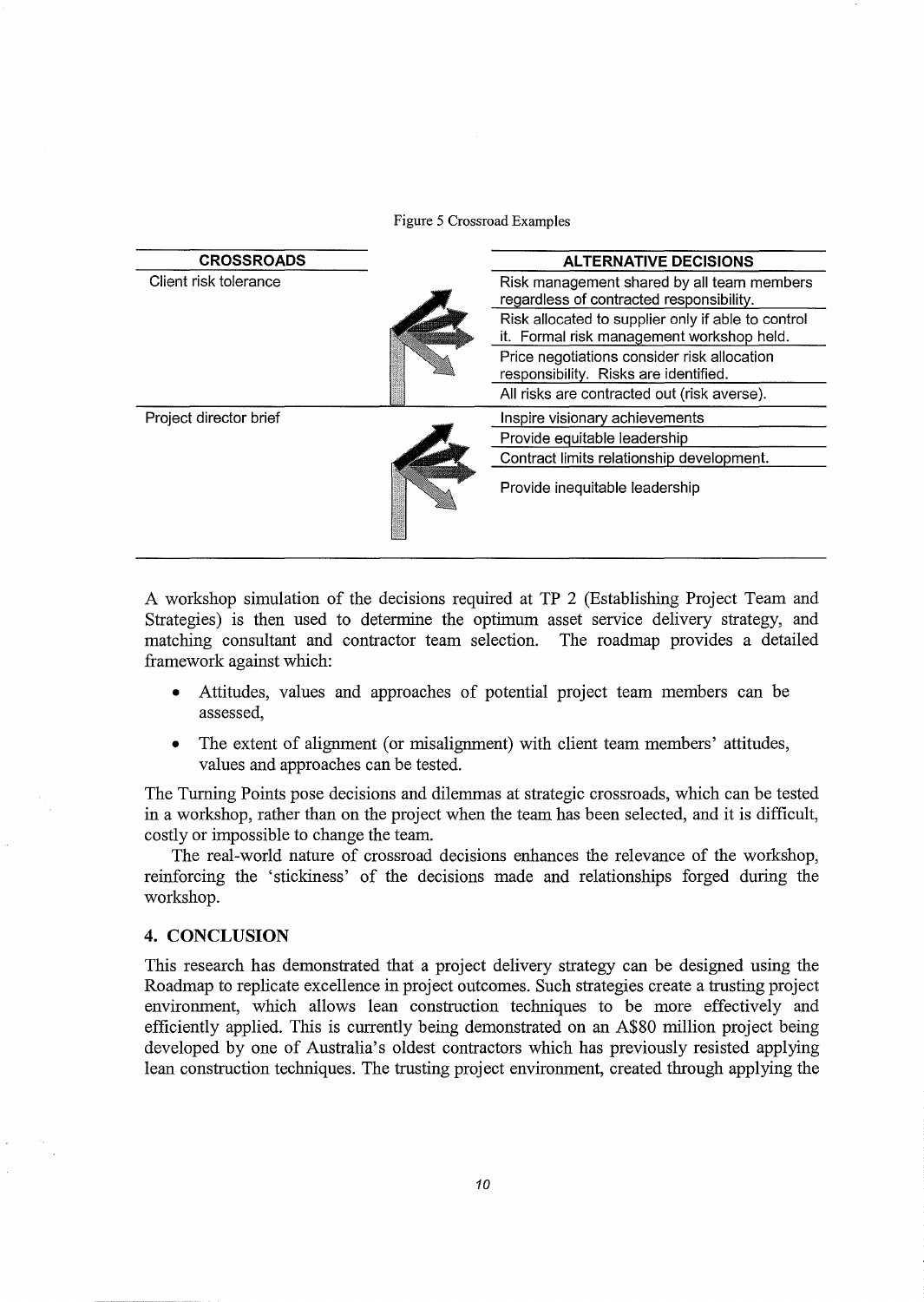Figure 5 Crossroad Examples

| CROSSROADS | ALTERNATIVE DECISIONS |
| --- | --- |
| Client risk tolerance | Risk management shared by all team members regardless of contracted responsibility. |
| | Risk allocated to supplier only if able to control it. Formal risk management workshop held. |
| | Price negotiations consider risk allocation responsibility. Risks are identified. |
| | All risks are contracted out (risk averse). |
| Project director brief | Inspire visionary achievements |
| | Provide equitable leadership |
| | Contract limits relationship development. |
| | Provide inequitable leadership |

A workshop simulation of the decisions required at TP 2 (Establishing Project Team and Strategies) is then used to determine the optimum asset service delivery strategy, and matching consultant and contractor team selection. The roadmap provides a detailed framework against which:

- Attitudes, values and approaches of potential project team members can be assessed,
- The extent of alignment (or misalignment) with client team members' attitudes, values and approaches can be tested.

The Turning Points pose decisions and dilemmas at strategic crossroads, which can be tested in a workshop, rather than on the project when the team has been selected, and it is difficult, costly or impossible to change the team.

The real-world nature of crossroad decisions enhances the relevance of the workshop, reinforcing the 'stickiness' of the decisions made and relationships forged during the workshop.

## 4. CONCLUSION

This research has demonstrated that a project delivery strategy can be designed using the Roadmap to replicate excellence in project outcomes. Such strategies create a trusting project environment, which allows lean construction techniques to be more effectively and efficiently applied. This is currently being demonstrated on an A$80 million project being developed by one of Australia's oldest contractors which has previously resisted applying lean construction techniques. The trusting project environment, created through applying the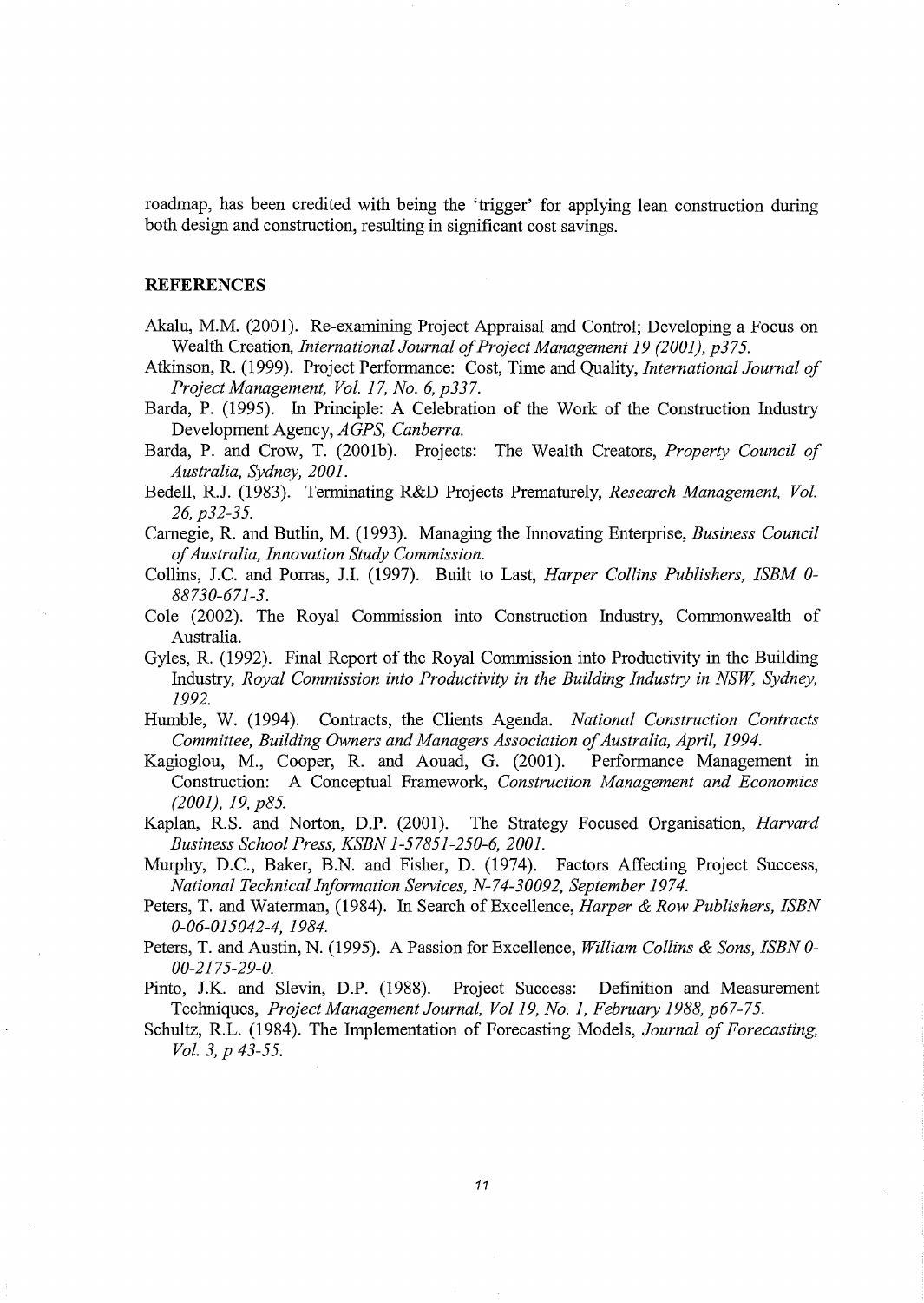roadmap, has been credited with being the 'trigger' for applying lean construction during both design and construction, resulting in significant cost savings.

## REFERENCES

Akalu, M.M. (2001). Re-examining Project Appraisal and Control; Developing a Focus on Wealth Creation, *International Journal of Project Management 19 (2001), p375.*

Atkinson, R. (1999). Project Performance: Cost, Time and Quality, *International Journal of Project Management, Vol. 17, No. 6, p337.*

Barda, P. (1995). In Principle: A Celebration of the Work of the Construction Industry Development Agency, *AGPS, Canberra.*

Barda, P. and Crow, T. (2001b). Projects: The Wealth Creators, *Property Council of Australia, Sydney, 2001.*

Bedell, R.J. (1983). Terminating R&D Projects Prematurely, *Research Management, Vol. 26, p32-35.*

Carnegie, R. and Butlin, M. (1993). Managing the Innovating Enterprise, *Business Council of Australia, Innovation Study Commission.*

Collins, J.C. and Porras, J.I. (1997). Built to Last, *Harper Collins Publishers, ISBM 0-88730-671-3.*

Cole (2002). The Royal Commission into Construction Industry, Commonwealth of Australia.

Gyles, R. (1992). Final Report of the Royal Commission into Productivity in the Building Industry, *Royal Commission into Productivity in the Building Industry in NSW, Sydney, 1992.*

Humble, W. (1994). Contracts, the Clients Agenda. *National Construction Contracts Committee, Building Owners and Managers Association of Australia, April, 1994.*

Kagioglou, M., Cooper, R. and Aouad, G. (2001). Performance Management in Construction: A Conceptual Framework, *Construction Management and Economics (2001), 19, p85.*

Kaplan, R.S. and Norton, D.P. (2001). The Strategy Focused Organisation, *Harvard Business School Press, KSBN 1-57851-250-6, 2001.*

Murphy, D.C., Baker, B.N. and Fisher, D. (1974). Factors Affecting Project Success, *National Technical Information Services, N-74-30092, September 1974.*

Peters, T. and Waterman, (1984). In Search of Excellence, *Harper & Row Publishers, ISBN 0-06-015042-4, 1984.*

Peters, T. and Austin, N. (1995). A Passion for Excellence, *William Collins & Sons, ISBN 0-00-2175-29-0.*

Pinto, J.K. and Slevin, D.P. (1988). Project Success: Definition and Measurement Techniques, *Project Management Journal, Vol 19, No. 1, February 1988, p67-75.*

Schultz, R.L. (1984). The Implementation of Forecasting Models, *Journal of Forecasting, Vol. 3, p 43-55.*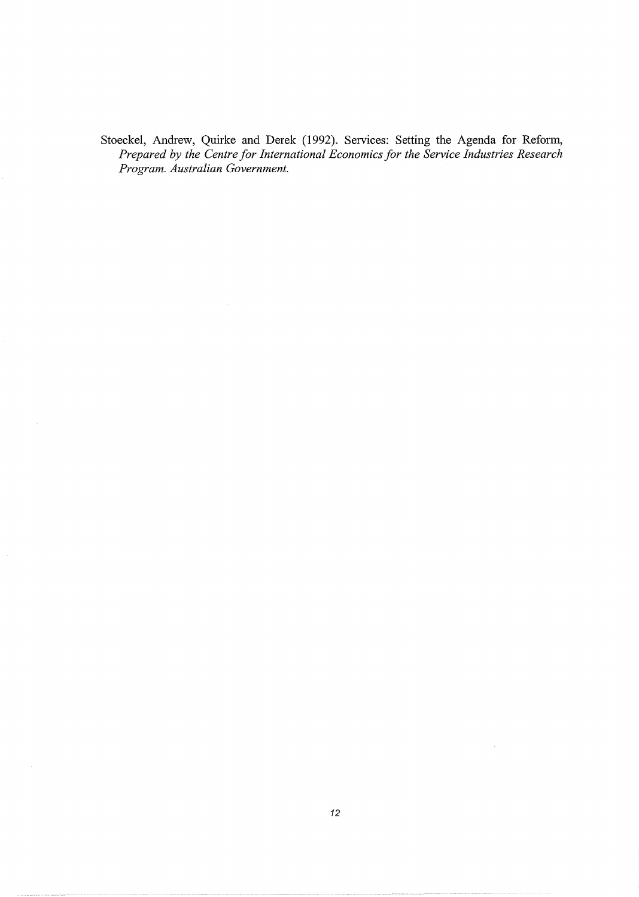Stoeckel, Andrew, Quirke and Derek (1992). Services: Setting the Agenda for Reform, *Prepared by the Centre for International Economics for the Service Industries Research Program. Australian Government.*